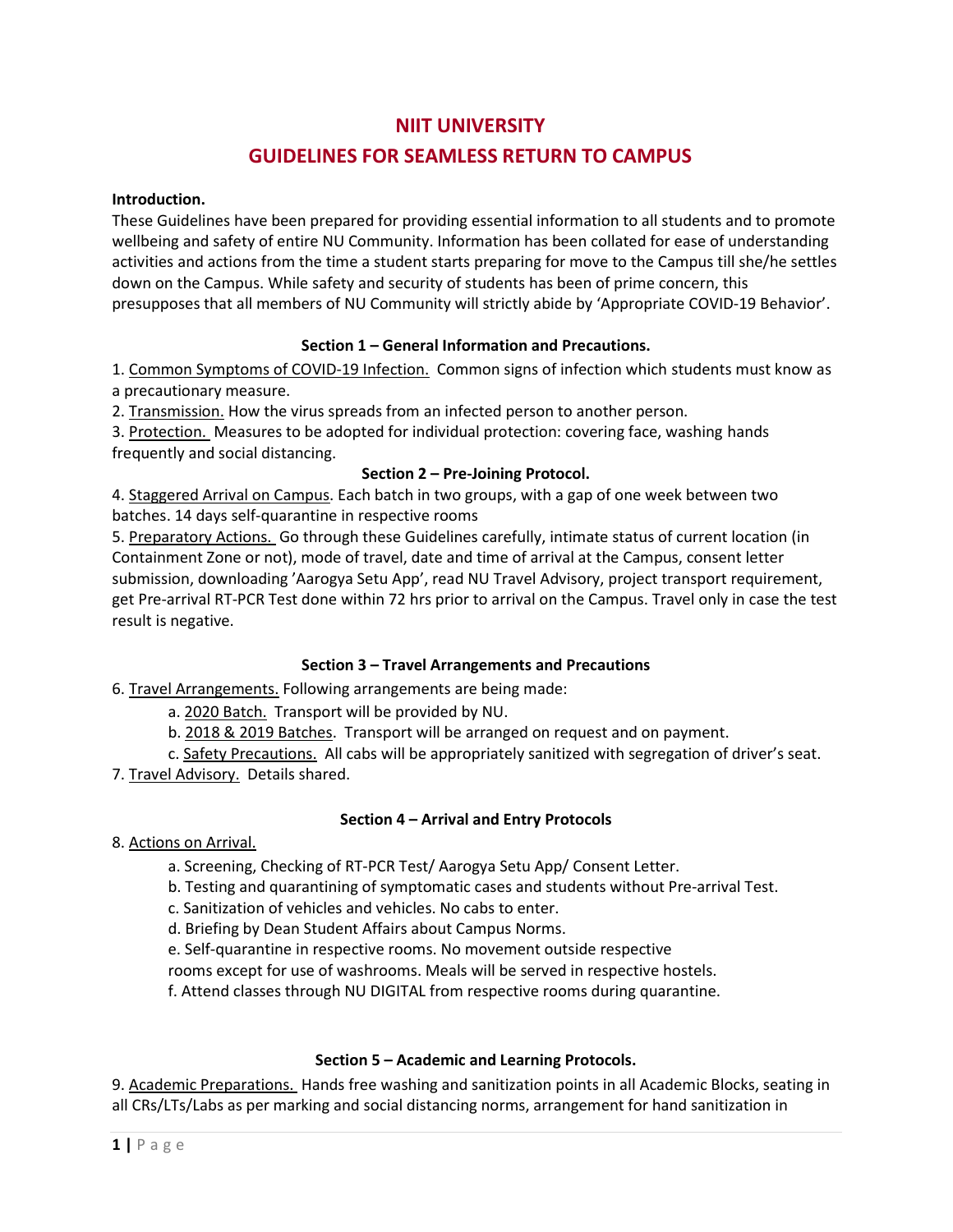# NIIT UNIVERSITY

# GUIDELINES FOR SEAMLESS RETURN TO CAMPUS

**Introduction.**

These Guidelines have been prepared for providing essential information to all students and to promote wellbeing and safety of entire NU Community. Information has been collated for ease of understanding activities and actions from the time a student starts preparing for move to the Campus till she/he settles down on the Campus. While safety and security of students has been of prime concern, this presupposes that all members of NU Community will strictly abide by 'Appropriate COVID-19 Behavior'.

## Section 1 – General Information and Precautions.

1. Common Symptoms of COVID-19 Infection. Common signs of infection which students must know as a precautionary measure.
2. Transmission. How the virus spreads from an infected person to another person.
3. Protection. Measures to be adopted for individual protection: covering face, washing hands frequently and social distancing.

## Section 2 – Pre-Joining Protocol.

4. Staggered Arrival on Campus. Each batch in two groups, with a gap of one week between two batches. 14 days self-quarantine in respective rooms
5. Preparatory Actions. Go through these Guidelines carefully, intimate status of current location (in Containment Zone or not), mode of travel, date and time of arrival at the Campus, consent letter submission, downloading 'Aarogya Setu App', read NU Travel Advisory, project transport requirement, get Pre-arrival RT-PCR Test done within 72 hrs prior to arrival on the Campus. Travel only in case the test result is negative.

## Section 3 – Travel Arrangements and Precautions

6. Travel Arrangements. Following arrangements are being made:
   a. 2020 Batch. Transport will be provided by NU.
   b. 2018 & 2019 Batches. Transport will be arranged on request and on payment.
   c. Safety Precautions. All cabs will be appropriately sanitized with segregation of driver's seat.
7. Travel Advisory. Details shared.

## Section 4 – Arrival and Entry Protocols

8. Actions on Arrival.
   a. Screening, Checking of RT-PCR Test/ Aarogya Setu App/ Consent Letter.
   b. Testing and quarantining of symptomatic cases and students without Pre-arrival Test.
   c. Sanitization of vehicles and vehicles. No cabs to enter.
   d. Briefing by Dean Student Affairs about Campus Norms.
   e. Self-quarantine in respective rooms. No movement outside respective rooms except for use of washrooms. Meals will be served in respective hostels.
   f. Attend classes through NU DIGITAL from respective rooms during quarantine.

## Section 5 – Academic and Learning Protocols.

9. Academic Preparations. Hands free washing and sanitization points in all Academic Blocks, seating in all CRs/LTs/Labs as per marking and social distancing norms, arrangement for hand sanitization in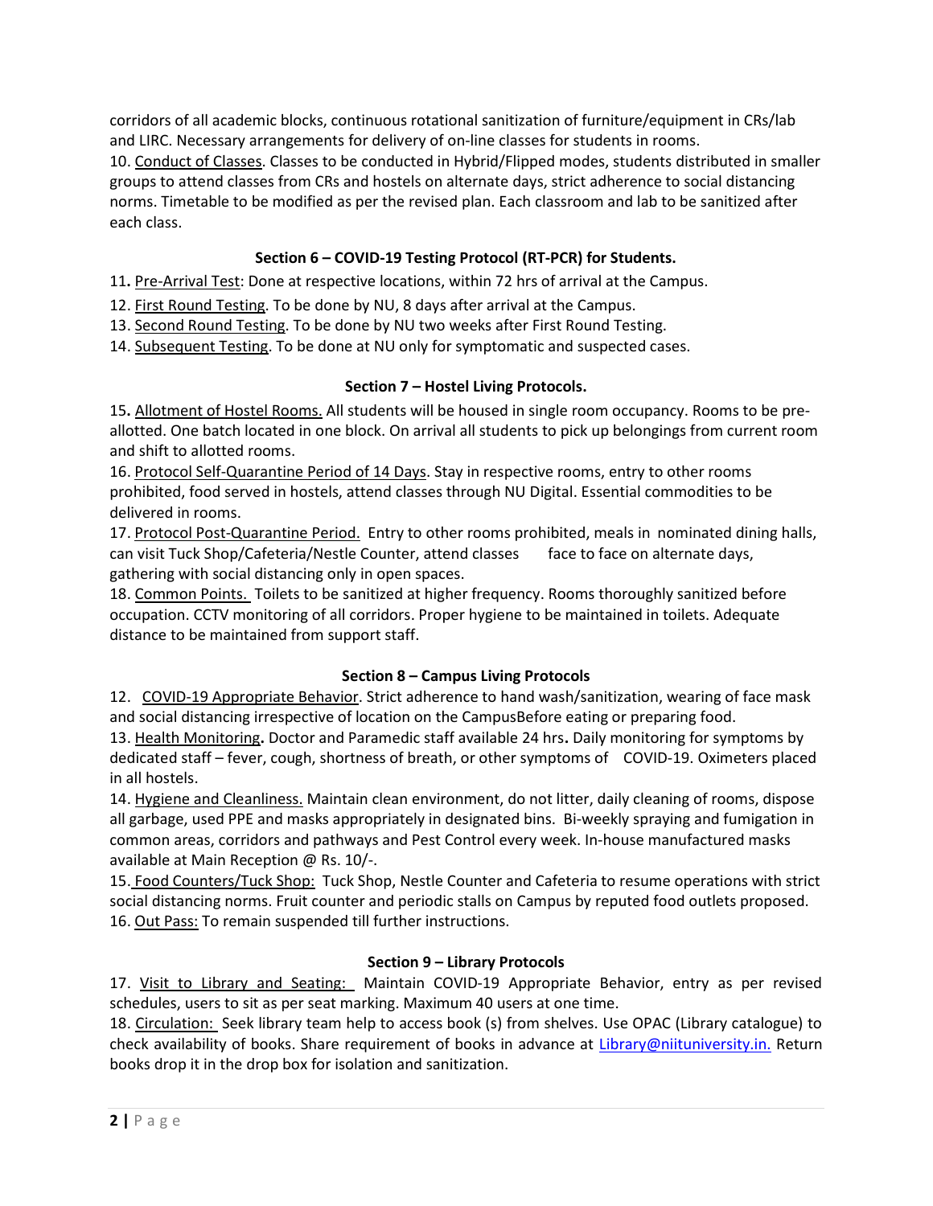corridors of all academic blocks, continuous rotational sanitization of furniture/equipment in CRs/lab and LIRC. Necessary arrangements for delivery of on-line classes for students in rooms.

10. <u>Conduct of Classes</u>. Classes to be conducted in Hybrid/Flipped modes, students distributed in smaller groups to attend classes from CRs and hostels on alternate days, strict adherence to social distancing norms. Timetable to be modified as per the revised plan. Each classroom and lab to be sanitized after each class.

### Section 6 – COVID-19 Testing Protocol (RT-PCR) for Students.

11. <u>Pre-Arrival Test</u>: Done at respective locations, within 72 hrs of arrival at the Campus.

12. <u>First Round Testing</u>. To be done by NU, 8 days after arrival at the Campus.

13. <u>Second Round Testing</u>. To be done by NU two weeks after First Round Testing.

14. <u>Subsequent Testing</u>. To be done at NU only for symptomatic and suspected cases.

### Section 7 – Hostel Living Protocols.

15. <u>Allotment of Hostel Rooms.</u> All students will be housed in single room occupancy. Rooms to be pre-allotted. One batch located in one block. On arrival all students to pick up belongings from current room and shift to allotted rooms.

16. <u>Protocol Self-Quarantine Period of 14 Days</u>. Stay in respective rooms, entry to other rooms prohibited, food served in hostels, attend classes through NU Digital. Essential commodities to be delivered in rooms.

17. <u>Protocol Post-Quarantine Period.</u> Entry to other rooms prohibited, meals in nominated dining halls, can visit Tuck Shop/Cafeteria/Nestle Counter, attend classes face to face on alternate days, gathering with social distancing only in open spaces.

18. <u>Common Points.</u> Toilets to be sanitized at higher frequency. Rooms thoroughly sanitized before occupation. CCTV monitoring of all corridors. Proper hygiene to be maintained in toilets. Adequate distance to be maintained from support staff.

### Section 8 – Campus Living Protocols

12. <u>COVID-19 Appropriate Behavior</u>. Strict adherence to hand wash/sanitization, wearing of face mask and social distancing irrespective of location on the CampusBefore eating or preparing food.

13. <u>Health Monitoring</u>**.** Doctor and Paramedic staff available 24 hrs**.** Daily monitoring for symptoms by dedicated staff – fever, cough, shortness of breath, or other symptoms of COVID-19. Oximeters placed in all hostels.

14. <u>Hygiene and Cleanliness.</u> Maintain clean environment, do not litter, daily cleaning of rooms, dispose all garbage, used PPE and masks appropriately in designated bins. Bi-weekly spraying and fumigation in common areas, corridors and pathways and Pest Control every week. In-house manufactured masks available at Main Reception @ Rs. 10/-.

15. <u>Food Counters/Tuck Shop:</u> Tuck Shop, Nestle Counter and Cafeteria to resume operations with strict social distancing norms. Fruit counter and periodic stalls on Campus by reputed food outlets proposed.

16. <u>Out Pass:</u> To remain suspended till further instructions.

### Section 9 – Library Protocols

17. <u>Visit to Library and Seating:</u> Maintain COVID-19 Appropriate Behavior, entry as per revised schedules, users to sit as per seat marking. Maximum 40 users at one time.

18. <u>Circulation:</u> Seek library team help to access book (s) from shelves. Use OPAC (Library catalogue) to check availability of books. Share requirement of books in advance at Library@niituniversity.in. Return books drop it in the drop box for isolation and sanitization.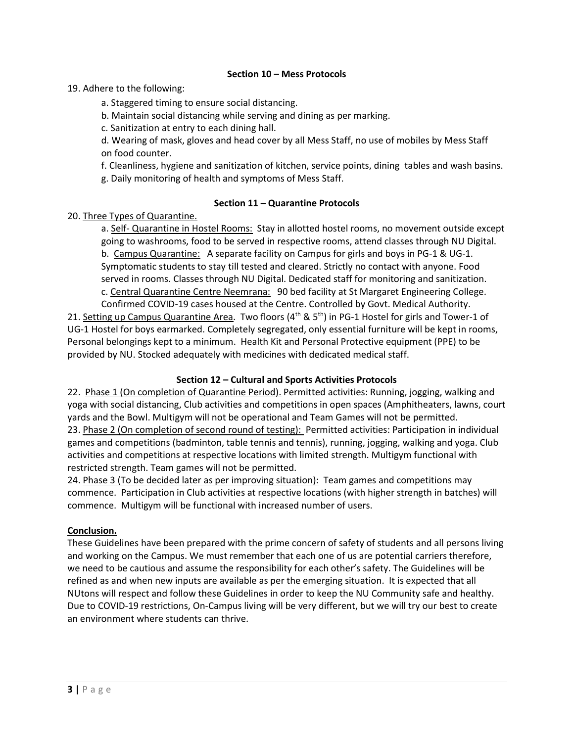### Section 10 – Mess Protocols

19. Adhere to the following:

a. Staggered timing to ensure social distancing.

b. Maintain social distancing while serving and dining as per marking.

c. Sanitization at entry to each dining hall.

d. Wearing of mask, gloves and head cover by all Mess Staff, no use of mobiles by Mess Staff on food counter.

f. Cleanliness, hygiene and sanitization of kitchen, service points, dining tables and wash basins.

g. Daily monitoring of health and symptoms of Mess Staff.

### Section 11 – Quarantine Protocols

20. Three Types of Quarantine.

a. Self- Quarantine in Hostel Rooms: Stay in allotted hostel rooms, no movement outside except going to washrooms, food to be served in respective rooms, attend classes through NU Digital.

b. Campus Quarantine: A separate facility on Campus for girls and boys in PG-1 & UG-1. Symptomatic students to stay till tested and cleared. Strictly no contact with anyone. Food served in rooms. Classes through NU Digital. Dedicated staff for monitoring and sanitization.

c. Central Quarantine Centre Neemrana: 90 bed facility at St Margaret Engineering College. Confirmed COVID-19 cases housed at the Centre. Controlled by Govt. Medical Authority.

21. Setting up Campus Quarantine Area. Two floors (4th & 5th) in PG-1 Hostel for girls and Tower-1 of UG-1 Hostel for boys earmarked. Completely segregated, only essential furniture will be kept in rooms, Personal belongings kept to a minimum. Health Kit and Personal Protective equipment (PPE) to be provided by NU. Stocked adequately with medicines with dedicated medical staff.

### Section 12 – Cultural and Sports Activities Protocols

22. Phase 1 (On completion of Quarantine Period). Permitted activities: Running, jogging, walking and yoga with social distancing, Club activities and competitions in open spaces (Amphitheaters, lawns, court yards and the Bowl. Multigym will not be operational and Team Games will not be permitted.

23. Phase 2 (On completion of second round of testing): Permitted activities: Participation in individual games and competitions (badminton, table tennis and tennis), running, jogging, walking and yoga. Club activities and competitions at respective locations with limited strength. Multigym functional with restricted strength. Team games will not be permitted.

24. Phase 3 (To be decided later as per improving situation): Team games and competitions may commence. Participation in Club activities at respective locations (with higher strength in batches) will commence. Multigym will be functional with increased number of users.

**Conclusion.**

These Guidelines have been prepared with the prime concern of safety of students and all persons living and working on the Campus. We must remember that each one of us are potential carriers therefore, we need to be cautious and assume the responsibility for each other's safety. The Guidelines will be refined as and when new inputs are available as per the emerging situation. It is expected that all NUtons will respect and follow these Guidelines in order to keep the NU Community safe and healthy. Due to COVID-19 restrictions, On-Campus living will be very different, but we will try our best to create an environment where students can thrive.